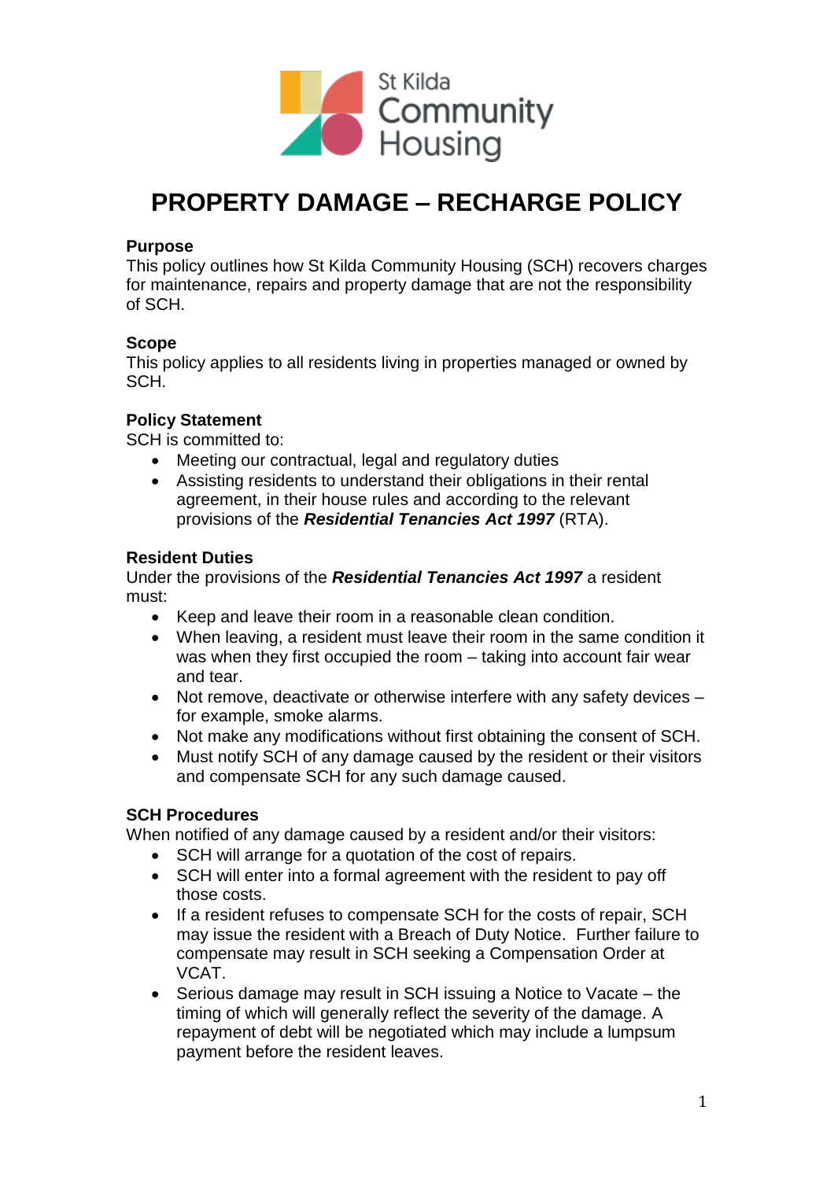St Kilda Community Housing

# PROPERTY DAMAGE – RECHARGE POLICY

**Purpose**
This policy outlines how St Kilda Community Housing (SCH) recovers charges for maintenance, repairs and property damage that are not the responsibility of SCH.

**Scope**
This policy applies to all residents living in properties managed or owned by SCH.

**Policy Statement**
SCH is committed to:

- Meeting our contractual, legal and regulatory duties
- Assisting residents to understand their obligations in their rental agreement, in their house rules and according to the relevant provisions of the ***Residential Tenancies Act 1997*** (RTA).

**Resident Duties**
Under the provisions of the ***Residential Tenancies Act 1997*** a resident must:

- Keep and leave their room in a reasonable clean condition.
- When leaving, a resident must leave their room in the same condition it was when they first occupied the room – taking into account fair wear and tear.
- Not remove, deactivate or otherwise interfere with any safety devices – for example, smoke alarms.
- Not make any modifications without first obtaining the consent of SCH.
- Must notify SCH of any damage caused by the resident or their visitors and compensate SCH for any such damage caused.

**SCH Procedures**
When notified of any damage caused by a resident and/or their visitors:

- SCH will arrange for a quotation of the cost of repairs.
- SCH will enter into a formal agreement with the resident to pay off those costs.
- If a resident refuses to compensate SCH for the costs of repair, SCH may issue the resident with a Breach of Duty Notice. Further failure to compensate may result in SCH seeking a Compensation Order at VCAT.
- Serious damage may result in SCH issuing a Notice to Vacate – the timing of which will generally reflect the severity of the damage. A repayment of debt will be negotiated which may include a lumpsum payment before the resident leaves.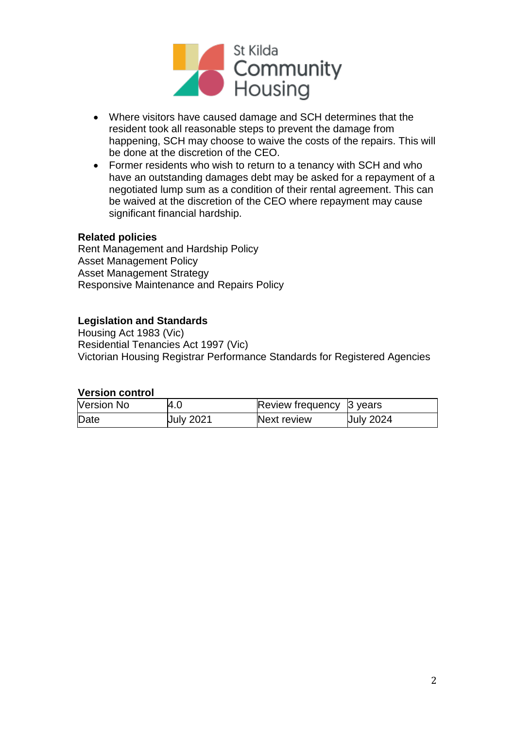- Where visitors have caused damage and SCH determines that the resident took all reasonable steps to prevent the damage from happening, SCH may choose to waive the costs of the repairs. This will be done at the discretion of the CEO.
- Former residents who wish to return to a tenancy with SCH and who have an outstanding damages debt may be asked for a repayment of a negotiated lump sum as a condition of their rental agreement. This can be waived at the discretion of the CEO where repayment may cause significant financial hardship.

**Related policies**

Rent Management and Hardship Policy
Asset Management Policy
Asset Management Strategy
Responsive Maintenance and Repairs Policy

**Legislation and Standards**

Housing Act 1983 (Vic)
Residential Tenancies Act 1997 (Vic)
Victorian Housing Registrar Performance Standards for Registered Agencies

**Version control**

| | | | |
|---|---|---|---|
| Version No | 4.0 | Review frequency | 3 years |
| Date | July 2021 | Next review | July 2024 |